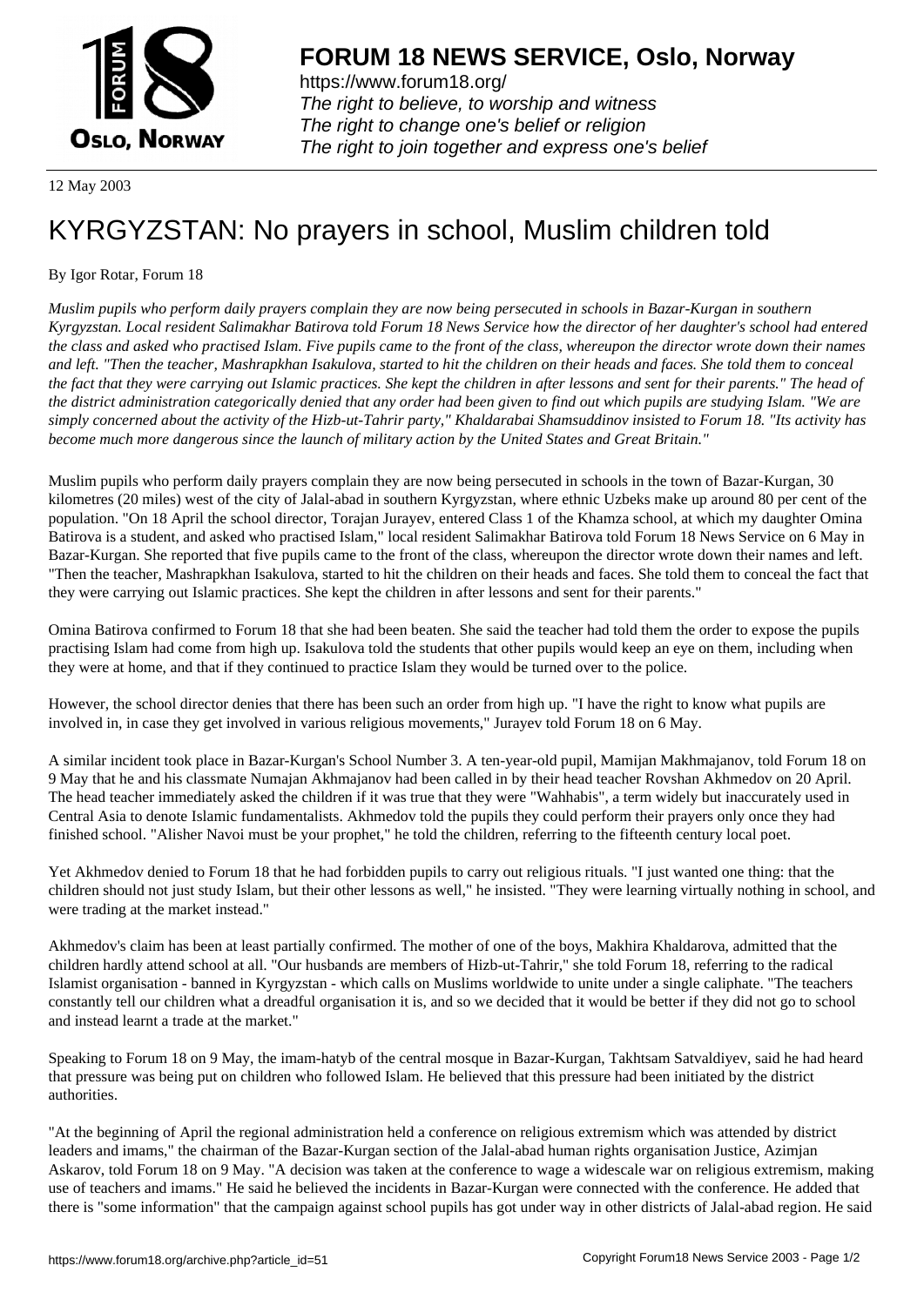# FORUM 18 NEWS SERVICE, Oslo, Norway

https://www.forum18.org/
*The right to believe, to worship and witness*
*The right to change one's belief or religion*
*The right to join together and express one's belief*

12 May 2003

# KYRGYZSTAN: No prayers in school, Muslim children told

By Igor Rotar, Forum 18

*Muslim pupils who perform daily prayers complain they are now being persecuted in schools in Bazar-Kurgan in southern Kyrgyzstan. Local resident Salimakhar Batirova told Forum 18 News Service how the director of her daughter's school had entered the class and asked who practised Islam. Five pupils came to the front of the class, whereupon the director wrote down their names and left. "Then the teacher, Mashrapkhan Isakulova, started to hit the children on their heads and faces. She told them to conceal the fact that they were carrying out Islamic practices. She kept the children in after lessons and sent for their parents." The head of the district administration categorically denied that any order had been given to find out which pupils are studying Islam. "We are simply concerned about the activity of the Hizb-ut-Tahrir party," Khaldarabai Shamsuddinov insisted to Forum 18. "Its activity has become much more dangerous since the launch of military action by the United States and Great Britain."*

Muslim pupils who perform daily prayers complain they are now being persecuted in schools in the town of Bazar-Kurgan, 30 kilometres (20 miles) west of the city of Jalal-abad in southern Kyrgyzstan, where ethnic Uzbeks make up around 80 per cent of the population. "On 18 April the school director, Torajan Jurayev, entered Class 1 of the Khamza school, at which my daughter Omina Batirova is a student, and asked who practised Islam," local resident Salimakhar Batirova told Forum 18 News Service on 6 May in Bazar-Kurgan. She reported that five pupils came to the front of the class, whereupon the director wrote down their names and left. "Then the teacher, Mashrapkhan Isakulova, started to hit the children on their heads and faces. She told them to conceal the fact that they were carrying out Islamic practices. She kept the children in after lessons and sent for their parents."

Omina Batirova confirmed to Forum 18 that she had been beaten. She said the teacher had told them the order to expose the pupils practising Islam had come from high up. Isakulova told the students that other pupils would keep an eye on them, including when they were at home, and that if they continued to practice Islam they would be turned over to the police.

However, the school director denies that there has been such an order from high up. "I have the right to know what pupils are involved in, in case they get involved in various religious movements," Jurayev told Forum 18 on 6 May.

A similar incident took place in Bazar-Kurgan's School Number 3. A ten-year-old pupil, Mamijan Makhmajanov, told Forum 18 on 9 May that he and his classmate Numajan Akhmajanov had been called in by their head teacher Rovshan Akhmedov on 20 April. The head teacher immediately asked the children if it was true that they were "Wahhabis", a term widely but inaccurately used in Central Asia to denote Islamic fundamentalists. Akhmedov told the pupils they could perform their prayers only once they had finished school. "Alisher Navoi must be your prophet," he told the children, referring to the fifteenth century local poet.

Yet Akhmedov denied to Forum 18 that he had forbidden pupils to carry out religious rituals. "I just wanted one thing: that the children should not just study Islam, but their other lessons as well," he insisted. "They were learning virtually nothing in school, and were trading at the market instead."

Akhmedov's claim has been at least partially confirmed. The mother of one of the boys, Makhira Khaldarova, admitted that the children hardly attend school at all. "Our husbands are members of Hizb-ut-Tahrir," she told Forum 18, referring to the radical Islamist organisation - banned in Kyrgyzstan - which calls on Muslims worldwide to unite under a single caliphate. "The teachers constantly tell our children what a dreadful organisation it is, and so we decided that it would be better if they did not go to school and instead learnt a trade at the market."

Speaking to Forum 18 on 9 May, the imam-hatyb of the central mosque in Bazar-Kurgan, Takhtsam Satvaldiyev, said he had heard that pressure was being put on children who followed Islam. He believed that this pressure had been initiated by the district authorities.

"At the beginning of April the regional administration held a conference on religious extremism which was attended by district leaders and imams," the chairman of the Bazar-Kurgan section of the Jalal-abad human rights organisation Justice, Azimjan Askarov, told Forum 18 on 9 May. "A decision was taken at the conference to wage a widescale war on religious extremism, making use of teachers and imams." He said he believed the incidents in Bazar-Kurgan were connected with the conference. He added that there is "some information" that the campaign against school pupils has got under way in other districts of Jalal-abad region. He said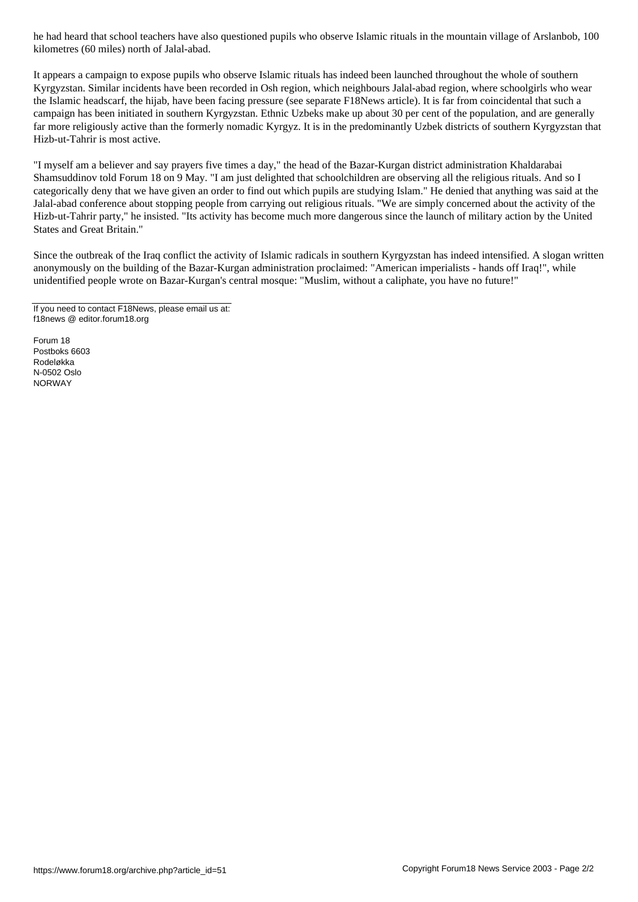he had heard that school teachers have also questioned pupils who observe Islamic rituals in the mountain village of Arslanbob, 100 kilometres (60 miles) north of Jalal-abad.

It appears a campaign to expose pupils who observe Islamic rituals has indeed been launched throughout the whole of southern Kyrgyzstan. Similar incidents have been recorded in Osh region, which neighbours Jalal-abad region, where schoolgirls who wear the Islamic headscarf, the hijab, have been facing pressure (see separate F18News article). It is far from coincidental that such a campaign has been initiated in southern Kyrgyzstan. Ethnic Uzbeks make up about 30 per cent of the population, and are generally far more religiously active than the formerly nomadic Kyrgyz. It is in the predominantly Uzbek districts of southern Kyrgyzstan that Hizb-ut-Tahrir is most active.

"I myself am a believer and say prayers five times a day," the head of the Bazar-Kurgan district administration Khaldarabai Shamsuddinov told Forum 18 on 9 May. "I am just delighted that schoolchildren are observing all the religious rituals. And so I categorically deny that we have given an order to find out which pupils are studying Islam." He denied that anything was said at the Jalal-abad conference about stopping people from carrying out religious rituals. "We are simply concerned about the activity of the Hizb-ut-Tahrir party," he insisted. "Its activity has become much more dangerous since the launch of military action by the United States and Great Britain."

Since the outbreak of the Iraq conflict the activity of Islamic radicals in southern Kyrgyzstan has indeed intensified. A slogan written anonymously on the building of the Bazar-Kurgan administration proclaimed: "American imperialists - hands off Iraq!", while unidentified people wrote on Bazar-Kurgan's central mosque: "Muslim, without a caliphate, you have no future!"

---

If you need to contact F18News, please email us at:
f18news @ editor.forum18.org

Forum 18
Postboks 6603
Rodeløkka
N-0502 Oslo
NORWAY